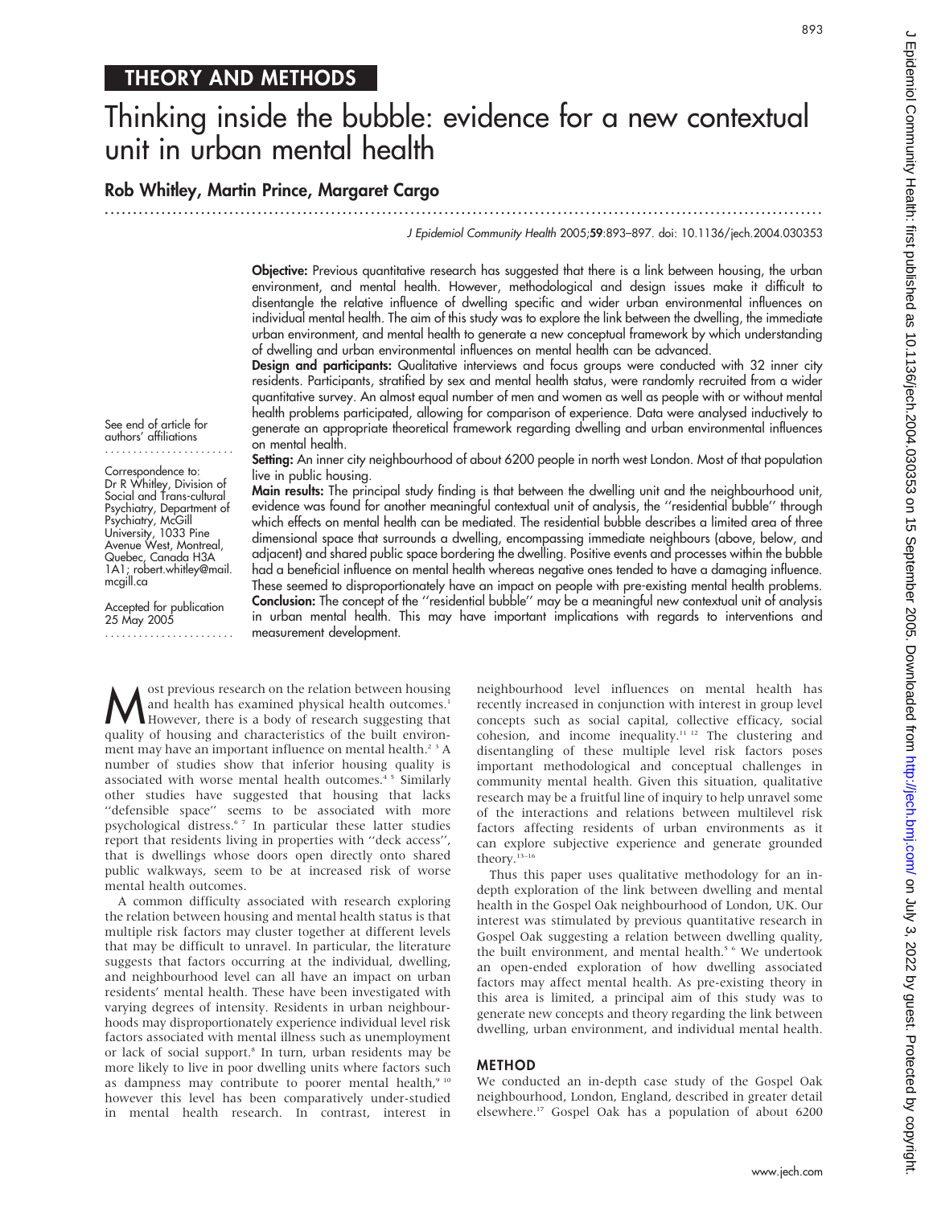## THEORY AND METHODS

# Thinking inside the bubble: evidence for a new contextual unit in urban mental health

**Rob Whitley, Martin Prince, Margaret Cargo**

J Epidemiol Community Health 2005;59:893–897. doi: 10.1136/jech.2004.030353

**Objective:** Previous quantitative research has suggested that there is a link between housing, the urban environment, and mental health. However, methodological and design issues make it difficult to disentangle the relative influence of dwelling specific and wider urban environmental influences on individual mental health. The aim of this study was to explore the link between the dwelling, the immediate urban environment, and mental health to generate a new conceptual framework by which understanding of dwelling and urban environmental influences on mental health can be advanced.

**Design and participants:** Qualitative interviews and focus groups were conducted with 32 inner city residents. Participants, stratified by sex and mental health status, were randomly recruited from a wider quantitative survey. An almost equal number of men and women as well as people with or without mental health problems participated, allowing for comparison of experience. Data were analysed inductively to generate an appropriate theoretical framework regarding dwelling and urban environmental influences on mental health.

**Setting:** An inner city neighbourhood of about 6200 people in north west London. Most of that population live in public housing.

**Main results:** The principal study finding is that between the dwelling unit and the neighbourhood unit, evidence was found for another meaningful contextual unit of analysis, the "residential bubble" through which effects on mental health can be mediated. The residential bubble describes a limited area of three dimensional space that surrounds a dwelling, encompassing immediate neighbours (above, below, and adjacent) and shared public space bordering the dwelling. Positive events and processes within the bubble had a beneficial influence on mental health whereas negative ones tended to have a damaging influence. These seemed to disproportionately have an impact on people with pre-existing mental health problems.

**Conclusion:** The concept of the "residential bubble" may be a meaningful new contextual unit of analysis in urban mental health. This may have important implications with regards to interventions and measurement development.

See end of article for authors' affiliations

Correspondence to: Dr R Whitley, Division of Social and Trans-cultural Psychiatry, Department of Psychiatry, McGill University, 1033 Pine Avenue West, Montreal, Quebec, Canada H3A 1A1; robert.whitley@mail.mcgill.ca

Accepted for publication 25 May 2005

Most previous research on the relation between housing and health has examined physical health outcomes.[1] However, there is a body of research suggesting that quality of housing and characteristics of the built environment may have an important influence on mental health.[2 3] A number of studies show that inferior housing quality is associated with worse mental health outcomes.[4 5] Similarly other studies have suggested that housing that lacks "defensible space" seems to be associated with more psychological distress.[6 7] In particular these latter studies report that residents living in properties with "deck access", that is dwellings whose doors open directly onto shared public walkways, seem to be at increased risk of worse mental health outcomes.

A common difficulty associated with research exploring the relation between housing and mental health status is that multiple risk factors may cluster together at different levels that may be difficult to unravel. In particular, the literature suggests that factors occurring at the individual, dwelling, and neighbourhood level can all have an impact on urban residents' mental health. These have been investigated with varying degrees of intensity. Residents in urban neighbourhoods may disproportionately experience individual level risk factors associated with mental illness such as unemployment or lack of social support.[8] In turn, urban residents may be more likely to live in poor dwelling units where factors such as dampness may contribute to poorer mental health,[9 10] however this level has been comparatively under-studied in mental health research. In contrast, interest in neighbourhood level influences on mental health has recently increased in conjunction with interest in group level concepts such as social capital, collective efficacy, social cohesion, and income inequality.[11 12] The clustering and disentangling of these multiple level risk factors poses important methodological and conceptual challenges in community mental health. Given this situation, qualitative research may be a fruitful line of inquiry to help unravel some of the interactions and relations between multilevel risk factors affecting residents of urban environments as it can explore subjective experience and generate grounded theory.[13–16]

Thus this paper uses qualitative methodology for an in-depth exploration of the link between dwelling and mental health in the Gospel Oak neighbourhood of London, UK. Our interest was stimulated by previous quantitative research in Gospel Oak suggesting a relation between dwelling quality, the built environment, and mental health.[5 6] We undertook an open-ended exploration of how dwelling associated factors may affect mental health. As pre-existing theory in this area is limited, a principal aim of this study was to generate new concepts and theory regarding the link between dwelling, urban environment, and individual mental health.

## METHOD

We conducted an in-depth case study of the Gospel Oak neighbourhood, London, England, described in greater detail elsewhere.[17] Gospel Oak has a population of about 6200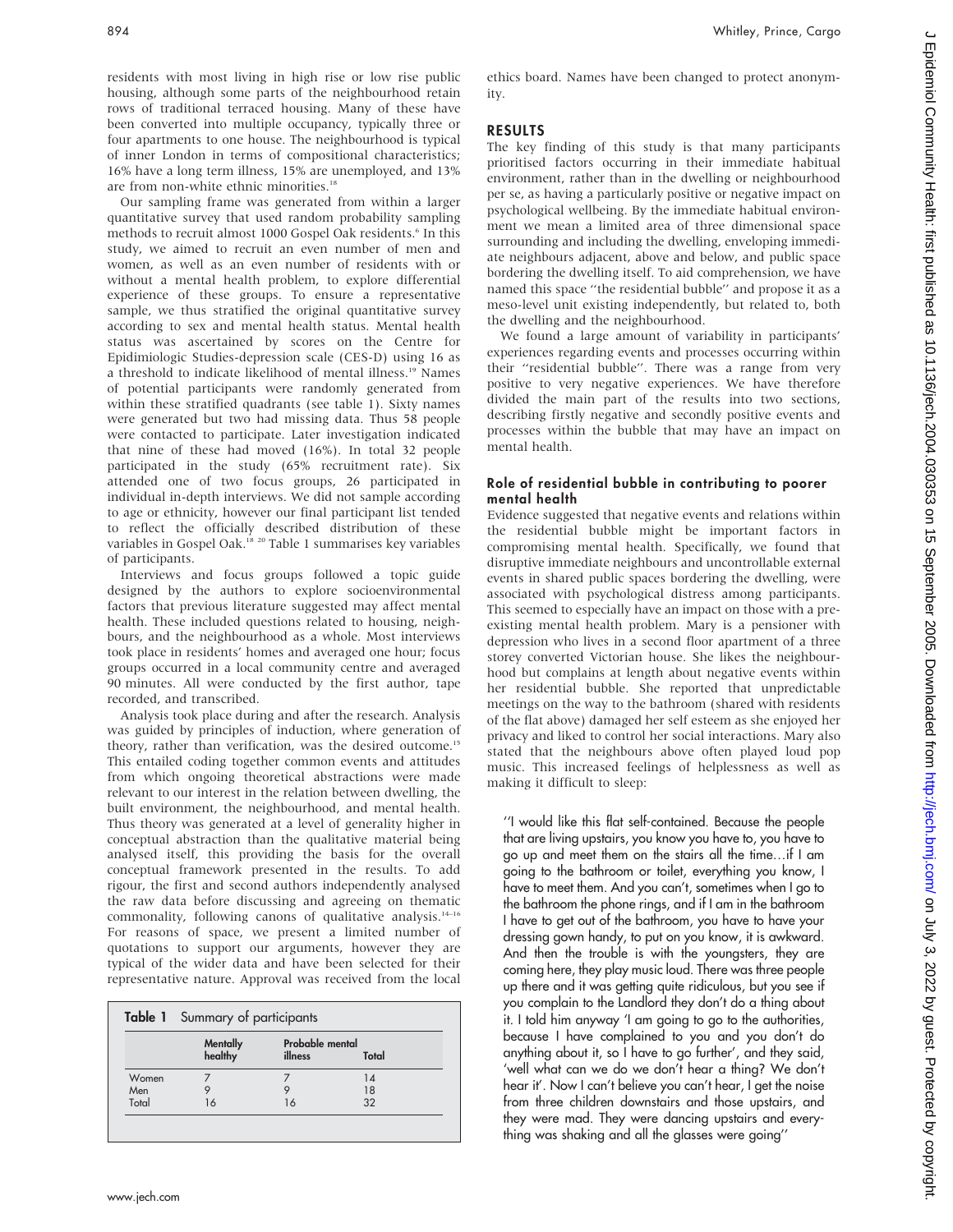residents with most living in high rise or low rise public housing, although some parts of the neighbourhood retain rows of traditional terraced housing. Many of these have been converted into multiple occupancy, typically three or four apartments to one house. The neighbourhood is typical of inner London in terms of compositional characteristics; 16% have a long term illness, 15% are unemployed, and 13% are from non-white ethnic minorities.[18]

Our sampling frame was generated from within a larger quantitative survey that used random probability sampling methods to recruit almost 1000 Gospel Oak residents.[6] In this study, we aimed to recruit an even number of men and women, as well as an even number of residents with or without a mental health problem, to explore differential experience of these groups. To ensure a representative sample, we thus stratified the original quantitative survey according to sex and mental health status. Mental health status was ascertained by scores on the Centre for Epidimiologic Studies-depression scale (CES-D) using 16 as a threshold to indicate likelihood of mental illness.[19] Names of potential participants were randomly generated from within these stratified quadrants (see table 1). Sixty names were generated but two had missing data. Thus 58 people were contacted to participate. Later investigation indicated that nine of these had moved (16%). In total 32 people participated in the study (65% recruitment rate). Six attended one of two focus groups, 26 participated in individual in-depth interviews. We did not sample according to age or ethnicity, however our final participant list tended to reflect the officially described distribution of these variables in Gospel Oak.[18 20] Table 1 summarises key variables of participants.

Interviews and focus groups followed a topic guide designed by the authors to explore socioenvironmental factors that previous literature suggested may affect mental health. These included questions related to housing, neighbours, and the neighbourhood as a whole. Most interviews took place in residents' homes and averaged one hour; focus groups occurred in a local community centre and averaged 90 minutes. All were conducted by the first author, tape recorded, and transcribed.

Analysis took place during and after the research. Analysis was guided by principles of induction, where generation of theory, rather than verification, was the desired outcome.[15] This entailed coding together common events and attitudes from which ongoing theoretical abstractions were made relevant to our interest in the relation between dwelling, the built environment, the neighbourhood, and mental health. Thus theory was generated at a level of generality higher in conceptual abstraction than the qualitative material being analysed itself, this providing the basis for the overall conceptual framework presented in the results. To add rigour, the first and second authors independently analysed the raw data before discussing and agreeing on thematic commonality, following canons of qualitative analysis.[14–16] For reasons of space, we present a limited number of quotations to support our arguments, however they are typical of the wider data and have been selected for their representative nature. Approval was received from the local ethics board. Names have been changed to protect anonymity.

**Table 1** Summary of participants

| | Mentally healthy | Probable mental illness | Total |
|---|---|---|---|
| Women | 7 | 7 | 14 |
| Men | 9 | 9 | 18 |
| Total | 16 | 16 | 32 |

## RESULTS

The key finding of this study is that many participants prioritised factors occurring in their immediate habitual environment, rather than in the dwelling or neighbourhood per se, as having a particularly positive or negative impact on psychological wellbeing. By the immediate habitual environment we mean a limited area of three dimensional space surrounding and including the dwelling, enveloping immediate neighbours adjacent, above and below, and public space bordering the dwelling itself. To aid comprehension, we have named this space "the residential bubble" and propose it as a meso-level unit existing independently, but related to, both the dwelling and the neighbourhood.

We found a large amount of variability in participants' experiences regarding events and processes occurring within their "residential bubble". There was a range from very positive to very negative experiences. We have therefore divided the main part of the results into two sections, describing firstly negative and secondly positive events and processes within the bubble that may have an impact on mental health.

### Role of residential bubble in contributing to poorer mental health

Evidence suggested that negative events and relations within the residential bubble might be important factors in compromising mental health. Specifically, we found that disruptive immediate neighbours and uncontrollable external events in shared public spaces bordering the dwelling, were associated with psychological distress among participants. This seemed to especially have an impact on those with a pre-existing mental health problem. Mary is a pensioner with depression who lives in a second floor apartment of a three storey converted Victorian house. She likes the neighbourhood but complains at length about negative events within her residential bubble. She reported that unpredictable meetings on the way to the bathroom (shared with residents of the flat above) damaged her self esteem as she enjoyed her privacy and liked to control her social interactions. Mary also stated that the neighbours above often played loud pop music. This increased feelings of helplessness as well as making it difficult to sleep:

> "I would like this flat self-contained. Because the people that are living upstairs, you know you have to, you have to go up and meet them on the stairs all the time…if I am going to the bathroom or toilet, everything you know, I have to meet them. And you can't, sometimes when I go to the bathroom the phone rings, and if I am in the bathroom I have to get out of the bathroom, you have to have your dressing gown handy, to put on you know, it is awkward. And then the trouble is with the youngsters, they are coming here, they play music loud. There was three people up there and it was getting quite ridiculous, but you see if you complain to the Landlord they don't do a thing about it. I told him anyway 'I am going to go to the authorities, because I have complained to you and you don't do anything about it, so I have to go further', and they said, 'well what can we do we don't hear a thing? We don't hear it'. Now I can't believe you can't hear, I get the noise from three children downstairs and those upstairs, and they were mad. They were dancing upstairs and everything was shaking and all the glasses were going"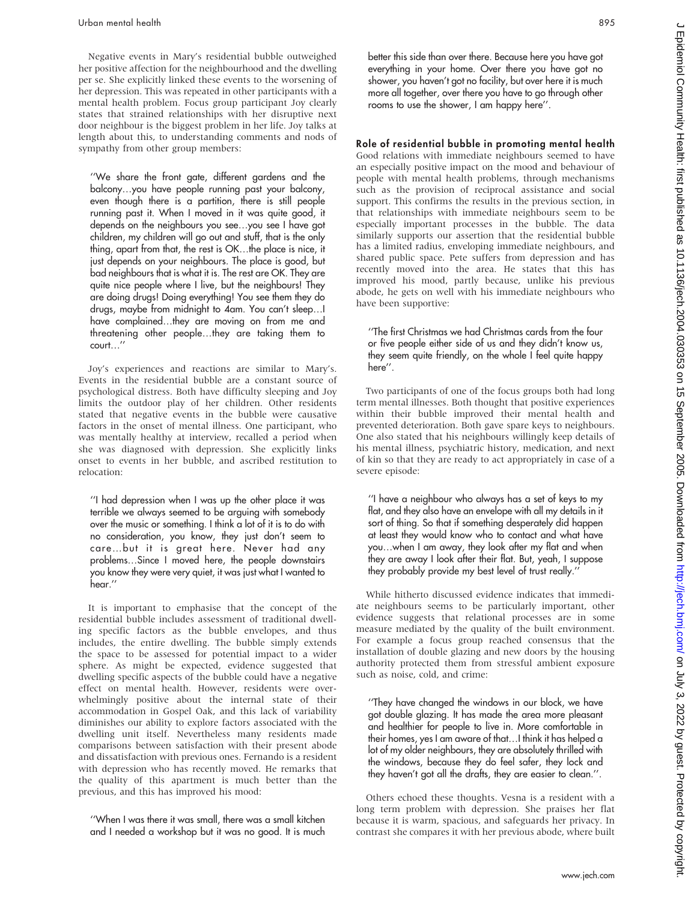Negative events in Mary's residential bubble outweighed her positive affection for the neighbourhood and the dwelling per se. She explicitly linked these events to the worsening of her depression. This was repeated in other participants with a mental health problem. Focus group participant Joy clearly states that strained relationships with her disruptive next door neighbour is the biggest problem in her life. Joy talks at length about this, to understanding comments and nods of sympathy from other group members:

> ''We share the front gate, different gardens and the balcony…you have people running past your balcony, even though there is a partition, there is still people running past it. When I moved in it was quite good, it depends on the neighbours you see…you see I have got children, my children will go out and stuff, that is the only thing, apart from that, the rest is OK…the place is nice, it just depends on your neighbours. The place is good, but bad neighbours that is what it is. The rest are OK. They are quite nice people where I live, but the neighbours! They are doing drugs! Doing everything! You see them they do drugs, maybe from midnight to 4am. You can't sleep…I have complained…they are moving on from me and threatening other people…they are taking them to court…''

Joy's experiences and reactions are similar to Mary's. Events in the residential bubble are a constant source of psychological distress. Both have difficulty sleeping and Joy limits the outdoor play of her children. Other residents stated that negative events in the bubble were causative factors in the onset of mental illness. One participant, who was mentally healthy at interview, recalled a period when she was diagnosed with depression. She explicitly links onset to events in her bubble, and ascribed restitution to relocation:

> ''I had depression when I was up the other place it was terrible we always seemed to be arguing with somebody over the music or something. I think a lot of it is to do with no consideration, you know, they just don't seem to care…but it is great here. Never had any problems…Since I moved here, the people downstairs you know they were very quiet, it was just what I wanted to hear.''

It is important to emphasise that the concept of the residential bubble includes assessment of traditional dwelling specific factors as the bubble envelopes, and thus includes, the entire dwelling. The bubble simply extends the space to be assessed for potential impact to a wider sphere. As might be expected, evidence suggested that dwelling specific aspects of the bubble could have a negative effect on mental health. However, residents were overwhelmingly positive about the internal state of their accommodation in Gospel Oak, and this lack of variability diminishes our ability to explore factors associated with the dwelling unit itself. Nevertheless many residents made comparisons between satisfaction with their present abode and dissatisfaction with previous ones. Fernando is a resident with depression who has recently moved. He remarks that the quality of this apartment is much better than the previous, and this has improved his mood:

> ''When I was there it was small, there was a small kitchen and I needed a workshop but it was no good. It is much better this side than over there. Because here you have got everything in your home. Over there you have got no shower, you haven't got no facility, but over here it is much more all together, over there you have to go through other rooms to use the shower, I am happy here''.

## Role of residential bubble in promoting mental health

Good relations with immediate neighbours seemed to have an especially positive impact on the mood and behaviour of people with mental health problems, through mechanisms such as the provision of reciprocal assistance and social support. This confirms the results in the previous section, in that relationships with immediate neighbours seem to be especially important processes in the bubble. The data similarly supports our assertion that the residential bubble has a limited radius, enveloping immediate neighbours, and shared public space. Pete suffers from depression and has recently moved into the area. He states that this has improved his mood, partly because, unlike his previous abode, he gets on well with his immediate neighbours who have been supportive:

> ''The first Christmas we had Christmas cards from the four or five people either side of us and they didn't know us, they seem quite friendly, on the whole I feel quite happy here''.

Two participants of one of the focus groups both had long term mental illnesses. Both thought that positive experiences within their bubble improved their mental health and prevented deterioration. Both gave spare keys to neighbours. One also stated that his neighbours willingly keep details of his mental illness, psychiatric history, medication, and next of kin so that they are ready to act appropriately in case of a severe episode:

> ''I have a neighbour who always has a set of keys to my flat, and they also have an envelope with all my details in it sort of thing. So that if something desperately did happen at least they would know who to contact and what have you…when I am away, they look after my flat and when they are away I look after their flat. But, yeah, I suppose they probably provide my best level of trust really.''

While hitherto discussed evidence indicates that immediate neighbours seems to be particularly important, other evidence suggests that relational processes are in some measure mediated by the quality of the built environment. For example a focus group reached consensus that the installation of double glazing and new doors by the housing authority protected them from stressful ambient exposure such as noise, cold, and crime:

> ''They have changed the windows in our block, we have got double glazing. It has made the area more pleasant and healthier for people to live in. More comfortable in their homes, yes I am aware of that…I think it has helped a lot of my older neighbours, they are absolutely thrilled with the windows, because they do feel safer, they lock and they haven't got all the drafts, they are easier to clean.''.

Others echoed these thoughts. Vesna is a resident with a long term problem with depression. She praises her flat because it is warm, spacious, and safeguards her privacy. In contrast she compares it with her previous abode, where built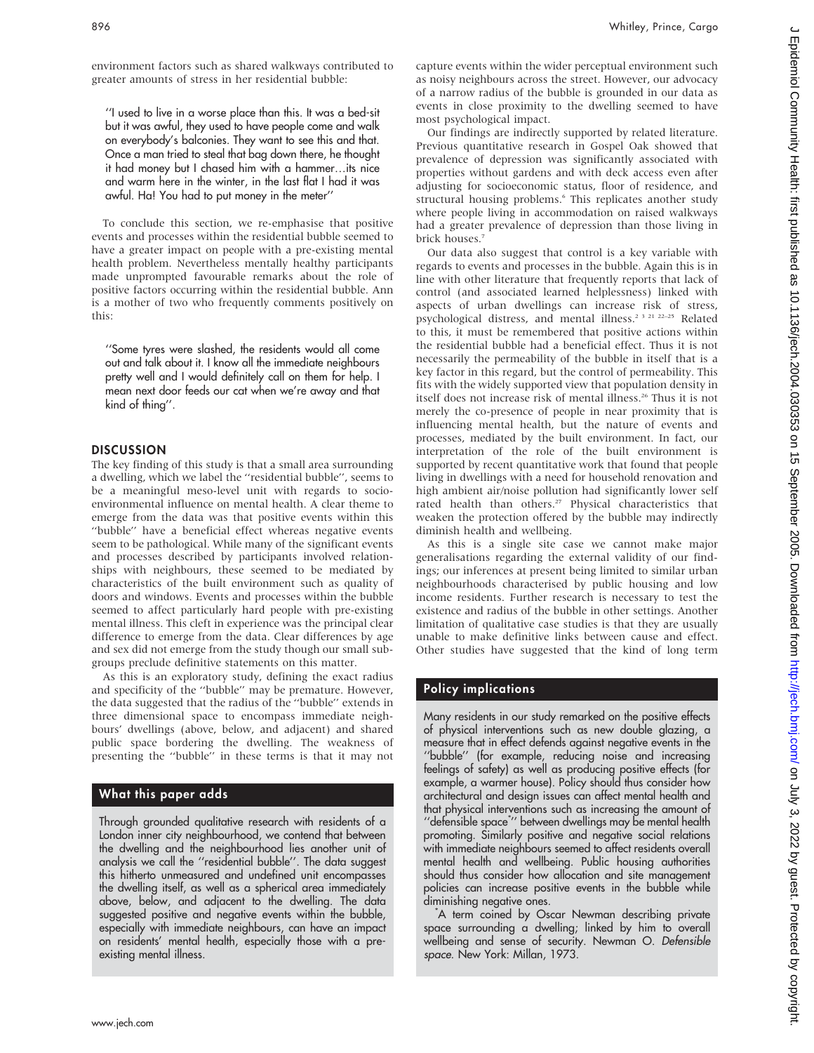environment factors such as shared walkways contributed to greater amounts of stress in her residential bubble:

> ''I used to live in a worse place than this. It was a bed-sit but it was awful, they used to have people come and walk on everybody's balconies. They want to see this and that. Once a man tried to steal that bag down there, he thought it had money but I chased him with a hammer…its nice and warm here in the winter, in the last flat I had it was awful. Ha! You had to put money in the meter''

To conclude this section, we re-emphasise that positive events and processes within the residential bubble seemed to have a greater impact on people with a pre-existing mental health problem. Nevertheless mentally healthy participants made unprompted favourable remarks about the role of positive factors occurring within the residential bubble. Ann is a mother of two who frequently comments positively on this:

> ''Some tyres were slashed, the residents would all come out and talk about it. I know all the immediate neighbours pretty well and I would definitely call on them for help. I mean next door feeds our cat when we're away and that kind of thing''.

## DISCUSSION

The key finding of this study is that a small area surrounding a dwelling, which we label the ''residential bubble'', seems to be a meaningful meso-level unit with regards to socio-environmental influence on mental health. A clear theme to emerge from the data was that positive events within this ''bubble'' have a beneficial effect whereas negative events seem to be pathological. While many of the significant events and processes described by participants involved relationships with neighbours, these seemed to be mediated by characteristics of the built environment such as quality of doors and windows. Events and processes within the bubble seemed to affect particularly hard people with pre-existing mental illness. This cleft in experience was the principal clear difference to emerge from the data. Clear differences by age and sex did not emerge from the study though our small subgroups preclude definitive statements on this matter.

As this is an exploratory study, defining the exact radius and specificity of the ''bubble'' may be premature. However, the data suggested that the radius of the ''bubble'' extends in three dimensional space to encompass immediate neighbours' dwellings (above, below, and adjacent) and shared public space bordering the dwelling. The weakness of presenting the ''bubble'' in these terms is that it may not capture events within the wider perceptual environment such as noisy neighbours across the street. However, our advocacy of a narrow radius of the bubble is grounded in our data as events in close proximity to the dwelling seemed to have most psychological impact.

Our findings are indirectly supported by related literature. Previous quantitative research in Gospel Oak showed that prevalence of depression was significantly associated with properties without gardens and with deck access even after adjusting for socioeconomic status, floor of residence, and structural housing problems.[6] This replicates another study where people living in accommodation on raised walkways had a greater prevalence of depression than those living in brick houses.[7]

Our data also suggest that control is a key variable with regards to events and processes in the bubble. Again this is in line with other literature that frequently reports that lack of control (and associated learned helplessness) linked with aspects of urban dwellings can increase risk of stress, psychological distress, and mental illness.[2 3 21 22–25] Related to this, it must be remembered that positive actions within the residential bubble had a beneficial effect. Thus it is not necessarily the permeability of the bubble in itself that is a key factor in this regard, but the control of permeability. This fits with the widely supported view that population density in itself does not increase risk of mental illness.[26] Thus it is not merely the co-presence of people in near proximity that is influencing mental health, but the nature of events and processes, mediated by the built environment. In fact, our interpretation of the role of the built environment is supported by recent quantitative work that found that people living in dwellings with a need for household renovation and high ambient air/noise pollution had significantly lower self rated health than others.[27] Physical characteristics that weaken the protection offered by the bubble may indirectly diminish health and wellbeing.

As this is a single site case we cannot make major generalisations regarding the external validity of our findings; our inferences at present being limited to similar urban neighbourhoods characterised by public housing and low income residents. Further research is necessary to test the existence and radius of the bubble in other settings. Another limitation of qualitative case studies is that they are usually unable to make definitive links between cause and effect. Other studies have suggested that the kind of long term

### What this paper adds

Through grounded qualitative research with residents of a London inner city neighbourhood, we contend that between the dwelling and the neighbourhood lies another unit of analysis we call the ''residential bubble''. The data suggest this hitherto unmeasured and undefined unit encompasses the dwelling itself, as well as a spherical area immediately above, below, and adjacent to the dwelling. The data suggested positive and negative events within the bubble, especially with immediate neighbours, can have an impact on residents' mental health, especially those with a pre-existing mental illness.

### Policy implications

Many residents in our study remarked on the positive effects of physical interventions such as new double glazing, a measure that in effect defends against negative events in the ''bubble'' (for example, reducing noise and increasing feelings of safety) as well as producing positive effects (for example, a warmer house). Policy should thus consider how architectural and design issues can affect mental health and that physical interventions such as increasing the amount of ''defensible space*'' between dwellings may be mental health promoting. Similarly positive and negative social relations with immediate neighbours seemed to affect residents overall mental health and wellbeing. Public housing authorities should thus consider how allocation and site management policies can increase positive events in the bubble while diminishing negative ones.

*A term coined by Oscar Newman describing private space surrounding a dwelling; linked by him to overall wellbeing and sense of security. Newman O. *Defensible space*. New York: Millan, 1973.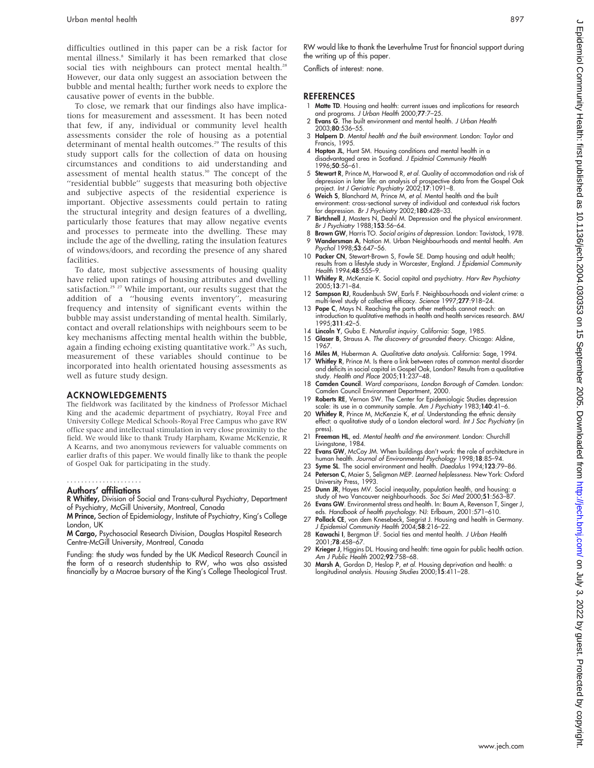difficulties outlined in this paper can be a risk factor for mental illness.[8] Similarly it has been remarked that close social ties with neighbours can protect mental health.[28] However, our data only suggest an association between the bubble and mental health; further work needs to explore the causative power of events in the bubble.

To close, we remark that our findings also have implications for measurement and assessment. It has been noted that few, if any, individual or community level health assessments consider the role of housing as a potential determinant of mental health outcomes.[29] The results of this study support calls for the collection of data on housing circumstances and conditions to aid understanding and assessment of mental health status.[30] The concept of the "residential bubble" suggests that measuring both objective and subjective aspects of the residential experience is important. Objective assessments could pertain to rating the structural integrity and design features of a dwelling, particularly those features that may allow negative events and processes to permeate into the dwelling. These may include the age of the dwelling, rating the insulation features of windows/doors, and recording the presence of any shared facilities.

To date, most subjective assessments of housing quality have relied upon ratings of housing attributes and dwelling satisfaction.[25 27] While important, our results suggest that the addition of a "housing events inventory", measuring frequency and intensity of significant events within the bubble may assist understanding of mental health. Similarly, contact and overall relationships with neighbours seem to be key mechanisms affecting mental health within the bubble, again a finding echoing existing quantitative work.[25] As such, measurement of these variables should continue to be incorporated into health orientated housing assessments as well as future study design.

## ACKNOWLEDGEMENTS

The fieldwork was facilitated by the kindness of Professor Michael King and the academic department of psychiatry, Royal Free and University College Medical Schools-Royal Free Campus who gave RW office space and intellectual stimulation in very close proximity to the field. We would like to thank Trudy Harpham, Kwame McKenzie, R A Kearns, and two anonymous reviewers for valuable comments on earlier drafts of this paper. We would finally like to thank the people of Gospel Oak for participating in the study.

### Authors' affiliations

**R Whitley,** Division of Social and Trans-cultural Psychiatry, Department of Psychiatry, McGill University, Montreal, Canada

**M Prince,** Section of Epidemiology, Institute of Psychiatry, King's College London, UK

**M Cargo,** Psychosocial Research Division, Douglas Hospital Research Centre-McGill University, Montreal, Canada

Funding: the study was funded by the UK Medical Research Council in the form of a research studentship to RW, who was also assisted financially by a Macrae bursary of the King's College Theological Trust. RW would like to thank the Leverhulme Trust for financial support during the writing up of this paper.

Conflicts of interest: none.

## REFERENCES

1. **Matte TD**. Housing and health: current issues and implications for research and programs. *J Urban Health* 2000;**77**:7–25.
2. **Evans G**. The built environment and mental health. *J Urban Health* 2003;**80**:536–55.
3. **Halpern D**. *Mental health and the built environment*. London: Taylor and Francis, 1995.
4. **Hopton JL**, Hunt SM. Housing conditions and mental health in a disadvantaged area in Scotland. *J Epidmiol Community Health* 1996;**50**:56–61.
5. **Stewart R**, Prince M, Harwood R, *et al*. Quality of accommodation and risk of depression in later life: an analysis of prospective data from the Gospel Oak project. *Int J Geriatric Psychiatry* 2002;**17**:1091–8.
6. **Weich S**, Blanchard M, Prince M, *et al*. Mental health and the built environment: cross-sectional survey of individual and contextual risk factors for depression. *Br J Psychiatry* 2002;**180**:428–33.
7. **Birtchnell J**, Masters N, Deahl M. Depression and the physical environment. *Br J Psychiatry* 1988;**153**:56–64.
8. **Brown GW**, Harris TO. *Social origins of depression*. London: Tavistock, 1978.
9. **Wandersman A**, Nation M. Urban Neighbourhoods and mental health. *Am Psychol* 1998;**53**:647–56.
10. **Packer CN**, Stewart-Brown S, Fowle SE. Damp housing and adult health; results from a lifestyle study in Worcester, England. *J Epidemiol Community Health* 1994;**48**:555–9.
11. **Whitley R**, McKenzie K. Social capital and psychiatry. *Harv Rev Psychiatry* 2005;**13**:71–84.
12. **Sampson RJ**, Raudenbush SW, Earls F. Neighbourhoods and violent crime: a multi-level study of collective efficacy. *Science* 1997;**277**:918–24.
13. **Pope C**, Mays N. Reaching the parts other methods cannot reach: an introduction to qualitative methods in health and health services research. *BMJ* 1995;**311**:42–5.
14. **Lincoln Y**, Guba E. *Naturalist inquiry*. California: Sage, 1985.
15. **Glaser B**, Strauss A. *The discovery of grounded theory*. Chicago: Aldine, 1967.
16. **Miles M**, Huberman A. *Qualitative data analysis*. California: Sage, 1994.
17. **Whitley R**, Prince M. Is there a link between rates of common mental disorder and deficits in social capital in Gospel Oak, London? Results from a qualitative study. *Health and Place* 2005;**11**:237–48.
18. **Camden Council**. *Ward comparisons, London Borough of Camden*. London: Camden Council Environment Department, 2000.
19. **Roberts RE**, Vernon SW. The Center for Epidemiologic Studies depression scale: its use in a community sample. *Am J Psychiatry* 1983;**140**:41–6.
20. **Whitley R**, Prince M, McKenzie K, *et al*. Understanding the ethnic density effect: a qualitative study of a London electoral ward. *Int J Soc Psychiatry* (in press).
21. **Freeman HL**, ed. *Mental health and the environment*. London: Churchill Livingstone, 1984.
22. **Evans GW**, McCoy JM. When buildings don't work: the role of architecture in human health. *Journal of Environmental Psychology* 1998;**18**:85–94.
23. **Syme SL**. The social environment and health. *Daedalus* 1994;**123**:79–86.
24. **Peterson C**, Maier S, Seligman MEP. *Learned helplessness*. New York: Oxford University Press, 1993.
25. **Dunn JR**, Hayes MV. Social inequality, population health, and housing: a study of two Vancouver neighbourhoods. *Soc Sci Med* 2000;**51**:563–87.
26. **Evans GW**. Environmental stress and health. In: Baum A, Revenson T, Singer J, eds. *Handbook of health psychology*. NJ: Erlbaum, 2001:571–610.
27. **Pollack CE**, von dem Knesebeck, Siegrist J. Housing and health in Germany. *J Epidemiol Community Health* 2004;**58**:216–22.
28. **Kawachi I**, Bergman LF. Social ties and mental health. *J Urban Health* 2001;**78**:458–67.
29. **Krieger J**, Higgins DL. Housing and health: time again for public health action. *Am J Public Health* 2002;**92**:758–68.
30. **Marsh A**, Gordon D, Heslop P, *et al*. Housing deprivation and health: a longitudinal analysis. *Housing Studies* 2000;**15**:411–28.